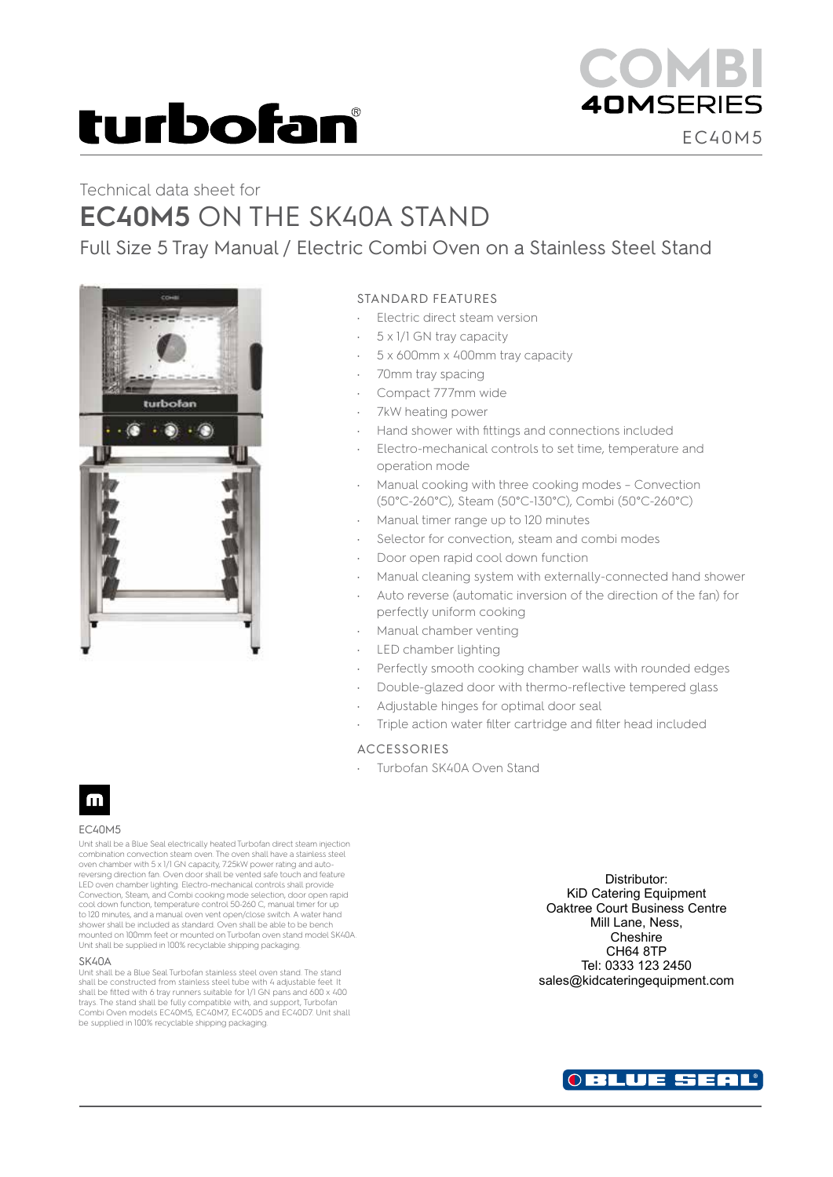# turbofan®

**COMBI 40MSERIES**

EC40M5

Technical data sheet for

## EC40M5 ON THE SK40A STAND

### Full Size 5 Tray Manual / Electric Combi Oven on a Stainless Steel Stand

STANDARD FEATURES

- Electric direct steam version
- 5 x 1/1 GN tray capacity
- 5 x 600mm x 400mm tray capacity
- 70mm tray spacing
- Compact 777mm wide
- 7kW heating power
- Hand shower with fittings and connections included
- Electro-mechanical controls to set time, temperature and operation mode
- Manual cooking with three cooking modes – Convection (50°C-260°C), Steam (50°C-130°C), Combi (50°C-260°C)
- Manual timer range up to 120 minutes
- Selector for convection, steam and combi modes
- Door open rapid cool down function
- Manual cleaning system with externally-connected hand shower
- Auto reverse (automatic inversion of the direction of the fan) for perfectly uniform cooking
- Manual chamber venting
- LED chamber lighting
- Perfectly smooth cooking chamber walls with rounded edges
- Double-glazed door with thermo-reflective tempered glass
- Adjustable hinges for optimal door seal
- Triple action water filter cartridge and filter head included

ACCESSORIES

- Turbofan SK40A Oven Stand

EC40M5

Unit shall be a Blue Seal electrically heated Turbofan direct steam injection combination convection steam oven. The oven shall have a stainless steel oven chamber with 5 x 1/1 GN capacity, 7.25kW power rating and auto-reversing direction fan. Oven door shall be vented safe touch and feature LED oven chamber lighting. Electro-mechanical controls shall provide Convection, Steam, and Combi cooking mode selection, door open rapid cool down function, temperature control 50-260 C, manual timer for up to 120 minutes, and a manual oven vent open/close switch. A water hand shower shall be included as standard. Oven shall be able to be bench mounted on 100mm feet or mounted on Turbofan oven stand model SK40A. Unit shall be supplied in 100% recyclable shipping packaging.

SK40A

Unit shall be a Blue Seal Turbofan stainless steel oven stand. The stand shall be constructed from stainless steel tube with 4 adjustable feet. It shall be fitted with 6 tray runners suitable for 1/1 GN pans and 600 x 400 trays. The stand shall be fully compatible with, and support, Turbofan Combi Oven models EC40M5, EC40M7, EC40D5 and EC40D7. Unit shall be supplied in 100% recyclable shipping packaging.

Distributor:
KiD Catering Equipment
Oaktree Court Business Centre
Mill Lane, Ness,
Cheshire
CH64 8TP
Tel: 0333 123 2450
sales@kidcateringequipment.com

BLUE SEAL®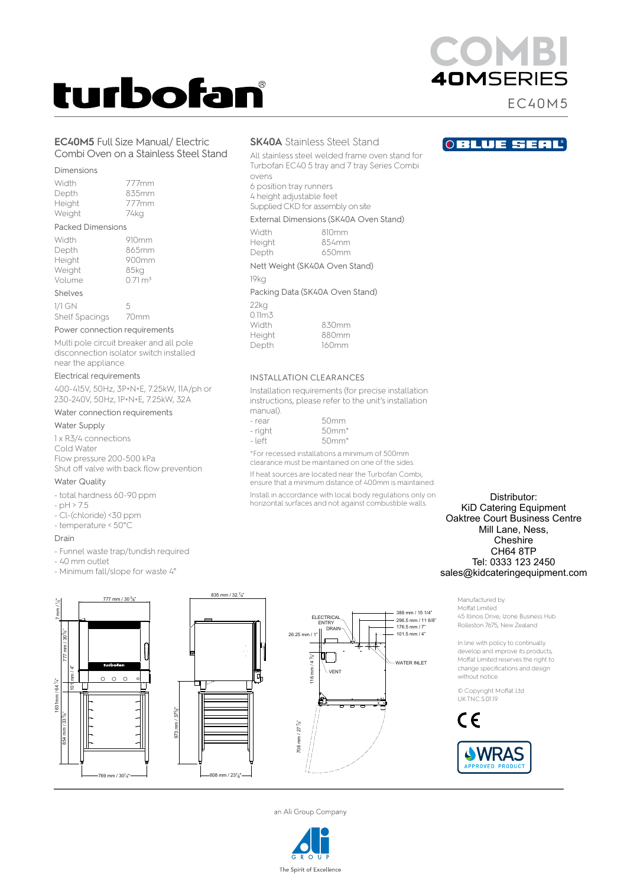# turbofan®

**COMBI 40MSERIES**

EC40M5

## EC40M5 Full Size Manual/ Electric Combi Oven on a Stainless Steel Stand

### Dimensions

| | |
|---|---|
| Width | 777mm |
| Depth | 835mm |
| Height | 777mm |
| Weight | 74kg |

### Packed Dimensions

| | |
|---|---|
| Width | 910mm |
| Depth | 865mm |
| Height | 900mm |
| Weight | 85kg |
| Volume | 0.71 m³ |

### Shelves

| | |
|---|---|
| 1/1 GN | 5 |
| Shelf Spacings | 70mm |

### Power connection requirements

Multi pole circuit breaker and all pole disconnection isolator switch installed near the appliance.

### Electrical requirements

400-415V, 50Hz, 3P+N+E, 7.25kW, 11A/ph or 230-240V, 50Hz, 1P+N+E, 7.25kW, 32A

### Water connection requirements

### Water Supply

1 x R3/4 connections
Cold Water
Flow pressure 200-500 kPa
Shut off valve with back flow prevention

### Water Quality

- total hardness 60-90 ppm
- pH > 7.5
- Cl-(chloride) <30 ppm
- temperature < 50°C

### Drain

- Funnel waste trap/tundish required
- 40 mm outlet
- Minimum fall/slope for waste 4°

## SK40A Stainless Steel Stand

All stainless steel welded frame oven stand for Turbofan EC40 5 tray and 7 tray Series Combi ovens
6 position tray runners
4 height adjustable feet
Supplied CKD for assembly on site

### External Dimensions (SK40A Oven Stand)

| | |
|---|---|
| Width | 810mm |
| Height | 854mm |
| Depth | 650mm |

### Nett Weight (SK40A Oven Stand)

19kg

### Packing Data (SK40A Oven Stand)

22kg
0.11m3

| | |
|---|---|
| Width | 830mm |
| Height | 880mm |
| Depth | 160mm |

### INSTALLATION CLEARANCES

Installation requirements (for precise installation instructions, please refer to the unit's installation manual).

| | |
|---|---|
| - rear | 50mm |
| - right | 50mm* |
| - left | 50mm* |

*For recessed installations a minimum of 500mm clearance must be maintained on one of the sides.

If heat sources are located near the Turbofan Combi, ensure that a minimum distance of 400mm is maintained.

Install in accordance with local body regulations only on horizontal surfaces and not against combustible walls.

BLUE SEAL®

Distributor:
KiD Catering Equipment
Oaktree Court Business Centre
Mill Lane, Ness,
Cheshire
CH64 8TP
Tel: 0333 123 2450
sales@kidcateringequipment.com

777 mm / 30 5/8"
7 mm / 1/4"
777 mm / 30 5/8"
101 mm / 4"
1631mm / 64 1/4"
854 mm / 33 5/8"
769 mm / 30 1/4"

835 mm / 32 7/8"
973 mm / 37 3/8"
608 mm / 23 7/8"

ELECTRICAL ENTRY
DRAIN
26.25 mm / 1"
388 mm / 15 1/4"
296.5 mm / 11 6/8"
176.5 mm / 7"
101.5 mm / 4"
WATER INLET
VENT
116 mm / 4 5/8"
708 mm / 27 7/8"

Manufactured by:
Moffat Limited
45 Illinois Drive, Izone Business Hub
Rolleston 7675, New Zealand

In line with policy to continually develop and improve its products, Moffat Limited reserves the right to change specifications and design without notice.

© Copyright Moffat Ltd
UK.TNC.S.01.19

CE

WRAS APPROVED PRODUCT

an Ali Group Company

GROUP
The Spirit of Excellence